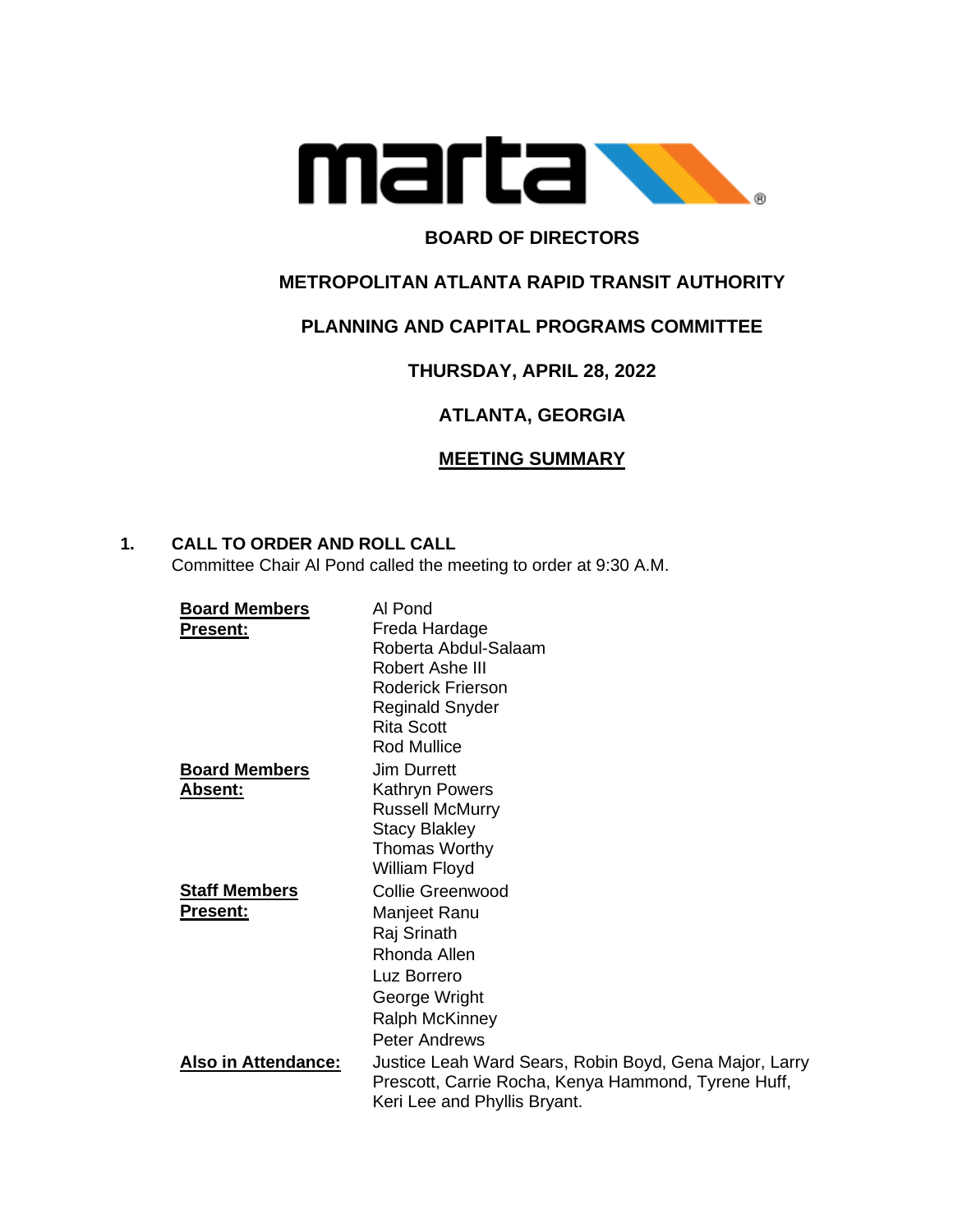# BOARD OF DIRECTORS

## METROPOLITAN ATLANTA RAPID TRANSIT AUTHORITY

## PLANNING AND CAPITAL PROGRAMS COMMITTEE

## THURSDAY, APRIL 28, 2022

## ATLANTA, GEORGIA

## MEETING SUMMARY

**1. CALL TO ORDER AND ROLL CALL**

Committee Chair Al Pond called the meeting to order at 9:30 A.M.

| | |
|---|---|
| **Board Members Present:** | Al Pond<br>Freda Hardage<br>Roberta Abdul-Salaam<br>Robert Ashe III<br>Roderick Frierson<br>Reginald Snyder<br>Rita Scott<br>Rod Mullice |
| **Board Members Absent:** | Jim Durrett<br>Kathryn Powers<br>Russell McMurry<br>Stacy Blakley<br>Thomas Worthy<br>William Floyd |
| **Staff Members Present:** | Collie Greenwood<br>Manjeet Ranu<br>Raj Srinath<br>Rhonda Allen<br>Luz Borrero<br>George Wright<br>Ralph McKinney<br>Peter Andrews |
| **Also in Attendance:** | Justice Leah Ward Sears, Robin Boyd, Gena Major, Larry Prescott, Carrie Rocha, Kenya Hammond, Tyrene Huff, Keri Lee and Phyllis Bryant. |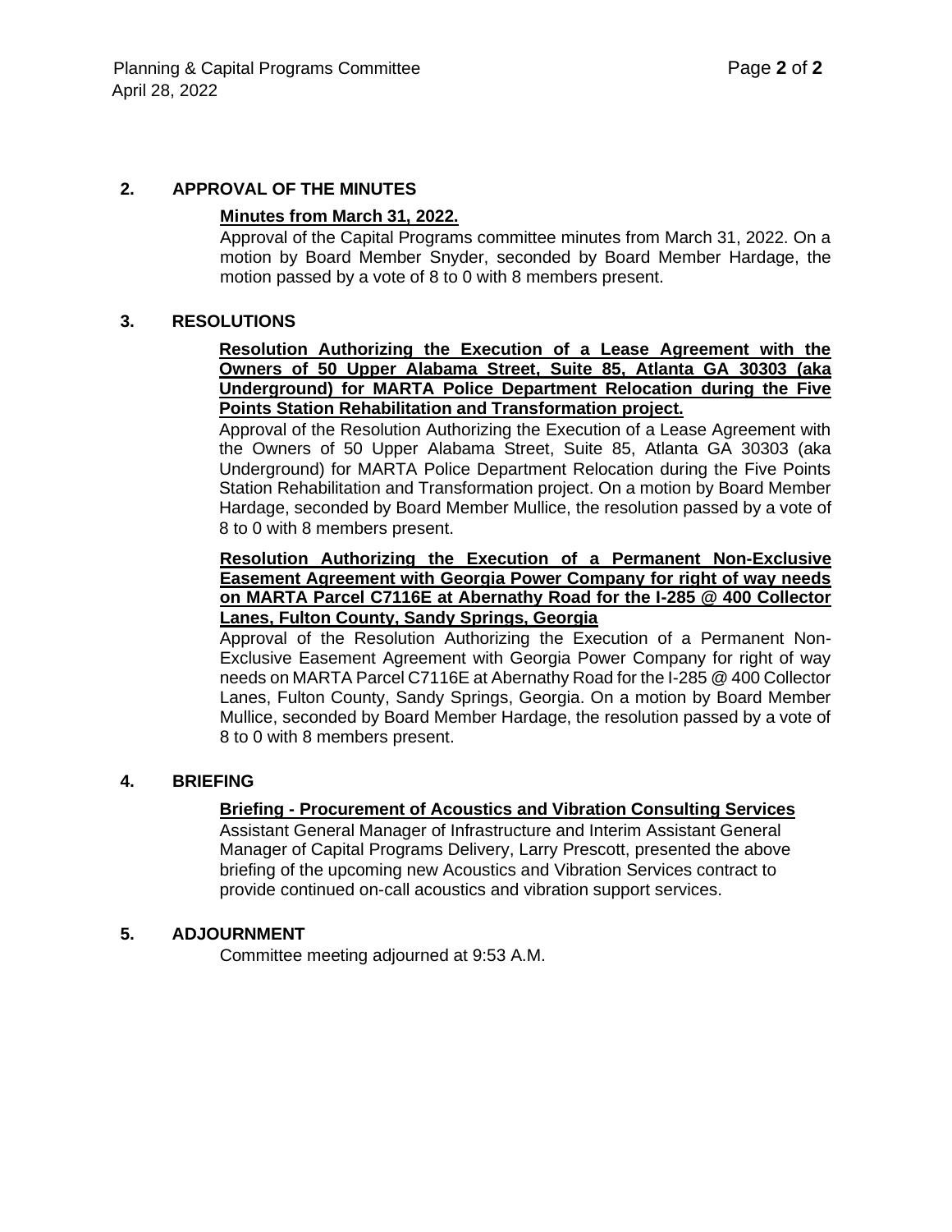## 2. APPROVAL OF THE MINUTES

**Minutes from March 31, 2022.**

Approval of the Capital Programs committee minutes from March 31, 2022. On a motion by Board Member Snyder, seconded by Board Member Hardage, the motion passed by a vote of 8 to 0 with 8 members present.

## 3. RESOLUTIONS

**Resolution Authorizing the Execution of a Lease Agreement with the Owners of 50 Upper Alabama Street, Suite 85, Atlanta GA 30303 (aka Underground) for MARTA Police Department Relocation during the Five Points Station Rehabilitation and Transformation project.**

Approval of the Resolution Authorizing the Execution of a Lease Agreement with the Owners of 50 Upper Alabama Street, Suite 85, Atlanta GA 30303 (aka Underground) for MARTA Police Department Relocation during the Five Points Station Rehabilitation and Transformation project. On a motion by Board Member Hardage, seconded by Board Member Mullice, the resolution passed by a vote of 8 to 0 with 8 members present.

**Resolution Authorizing the Execution of a Permanent Non-Exclusive Easement Agreement with Georgia Power Company for right of way needs on MARTA Parcel C7116E at Abernathy Road for the I-285 @ 400 Collector Lanes, Fulton County, Sandy Springs, Georgia**

Approval of the Resolution Authorizing the Execution of a Permanent Non-Exclusive Easement Agreement with Georgia Power Company for right of way needs on MARTA Parcel C7116E at Abernathy Road for the I-285 @ 400 Collector Lanes, Fulton County, Sandy Springs, Georgia. On a motion by Board Member Mullice, seconded by Board Member Hardage, the resolution passed by a vote of 8 to 0 with 8 members present.

## 4. BRIEFING

**Briefing - Procurement of Acoustics and Vibration Consulting Services**

Assistant General Manager of Infrastructure and Interim Assistant General Manager of Capital Programs Delivery, Larry Prescott, presented the above briefing of the upcoming new Acoustics and Vibration Services contract to provide continued on-call acoustics and vibration support services.

## 5. ADJOURNMENT

Committee meeting adjourned at 9:53 A.M.